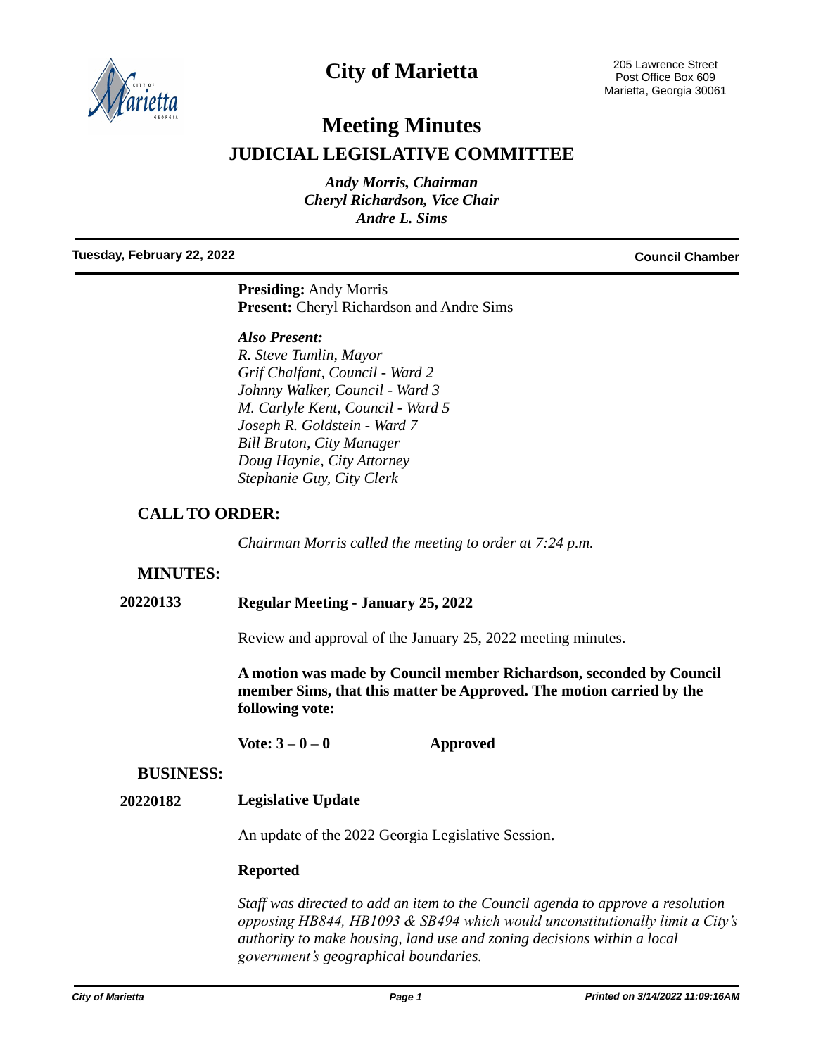# City of Marietta

205 Lawrence Street
Post Office Box 609
Marietta, Georgia 30061

# Meeting Minutes

## JUDICIAL LEGISLATIVE COMMITTEE

*Andy Morris, Chairman*
*Cheryl Richardson, Vice Chair*
*Andre L. Sims*

**Tuesday, February 22, 2022** **Council Chamber**

**Presiding:** Andy Morris
**Present:** Cheryl Richardson and Andre Sims

***Also Present:***
*R. Steve Tumlin, Mayor*
*Grif Chalfant, Council - Ward 2*
*Johnny Walker, Council - Ward 3*
*M. Carlyle Kent, Council - Ward 5*
*Joseph R. Goldstein - Ward 7*
*Bill Bruton, City Manager*
*Doug Haynie, City Attorney*
*Stephanie Guy, City Clerk*

## CALL TO ORDER:

*Chairman Morris called the meeting to order at 7:24 p.m.*

## MINUTES:

**20220133** **Regular Meeting - January 25, 2022**

Review and approval of the January 25, 2022 meeting minutes.

**A motion was made by Council member Richardson, seconded by Council member Sims, that this matter be Approved. The motion carried by the following vote:**

**Vote: 3 – 0 – 0** **Approved**

## BUSINESS:

**20220182** **Legislative Update**

An update of the 2022 Georgia Legislative Session.

**Reported**

*Staff was directed to add an item to the Council agenda to approve a resolution opposing HB844, HB1093 & SB494 which would unconstitutionally limit a City's authority to make housing, land use and zoning decisions within a local government's geographical boundaries.*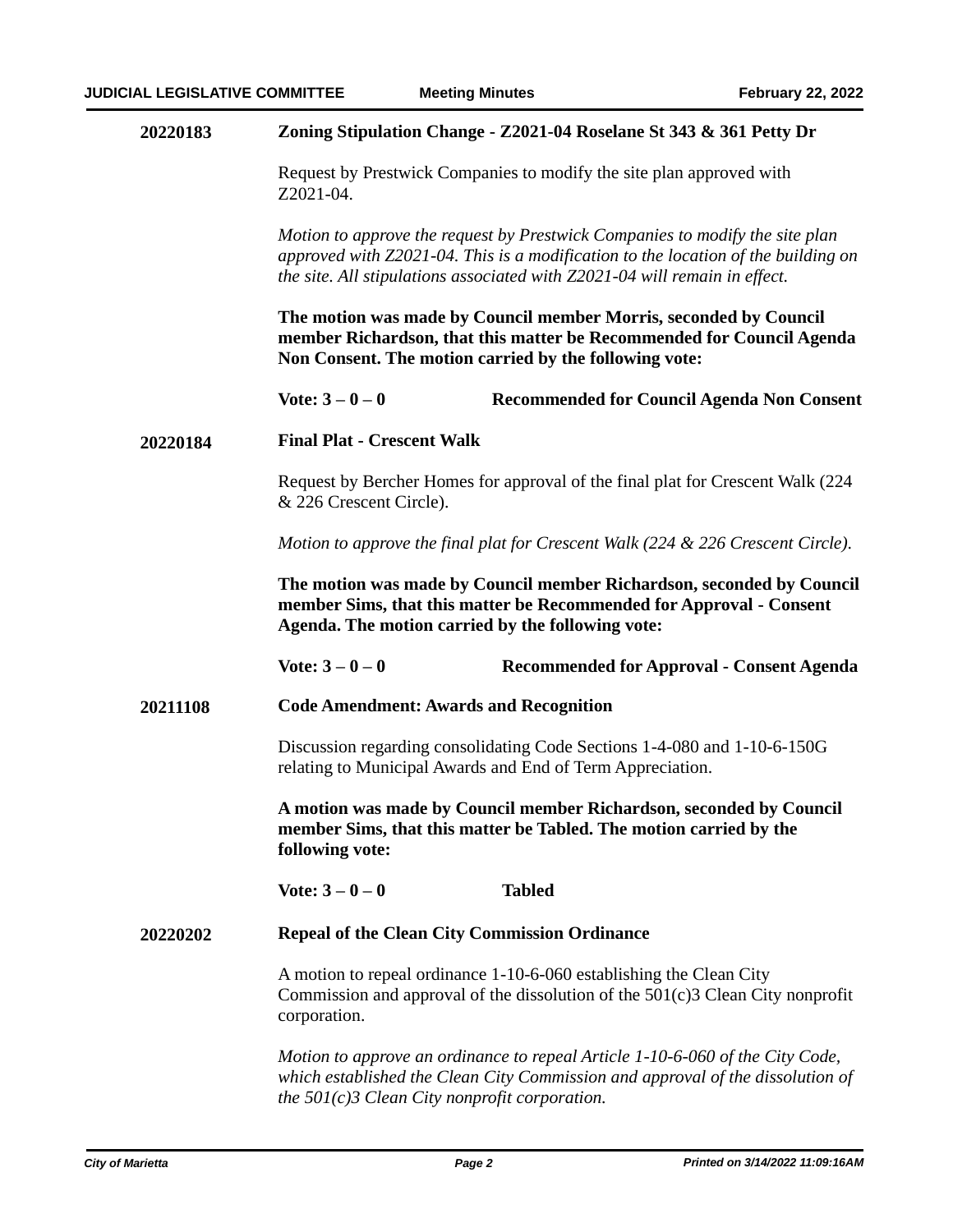**20220183** **Zoning Stipulation Change - Z2021-04 Roselane St 343 & 361 Petty Dr**

Request by Prestwick Companies to modify the site plan approved with Z2021-04.

*Motion to approve the request by Prestwick Companies to modify the site plan approved with Z2021-04. This is a modification to the location of the building on the site. All stipulations associated with Z2021-04 will remain in effect.*

**The motion was made by Council member Morris, seconded by Council member Richardson, that this matter be Recommended for Council Agenda Non Consent. The motion carried by the following vote:**

**Vote: 3 – 0 – 0** **Recommended for Council Agenda Non Consent**

**20220184** **Final Plat - Crescent Walk**

Request by Bercher Homes for approval of the final plat for Crescent Walk (224 & 226 Crescent Circle).

*Motion to approve the final plat for Crescent Walk (224 & 226 Crescent Circle).*

**The motion was made by Council member Richardson, seconded by Council member Sims, that this matter be Recommended for Approval - Consent Agenda. The motion carried by the following vote:**

**Vote: 3 – 0 – 0** **Recommended for Approval - Consent Agenda**

**20211108** **Code Amendment: Awards and Recognition**

Discussion regarding consolidating Code Sections 1-4-080 and 1-10-6-150G relating to Municipal Awards and End of Term Appreciation.

**A motion was made by Council member Richardson, seconded by Council member Sims, that this matter be Tabled. The motion carried by the following vote:**

**Vote: 3 – 0 – 0** **Tabled**

**20220202** **Repeal of the Clean City Commission Ordinance**

A motion to repeal ordinance 1-10-6-060 establishing the Clean City Commission and approval of the dissolution of the 501(c)3 Clean City nonprofit corporation.

*Motion to approve an ordinance to repeal Article 1-10-6-060 of the City Code, which established the Clean City Commission and approval of the dissolution of the 501(c)3 Clean City nonprofit corporation.*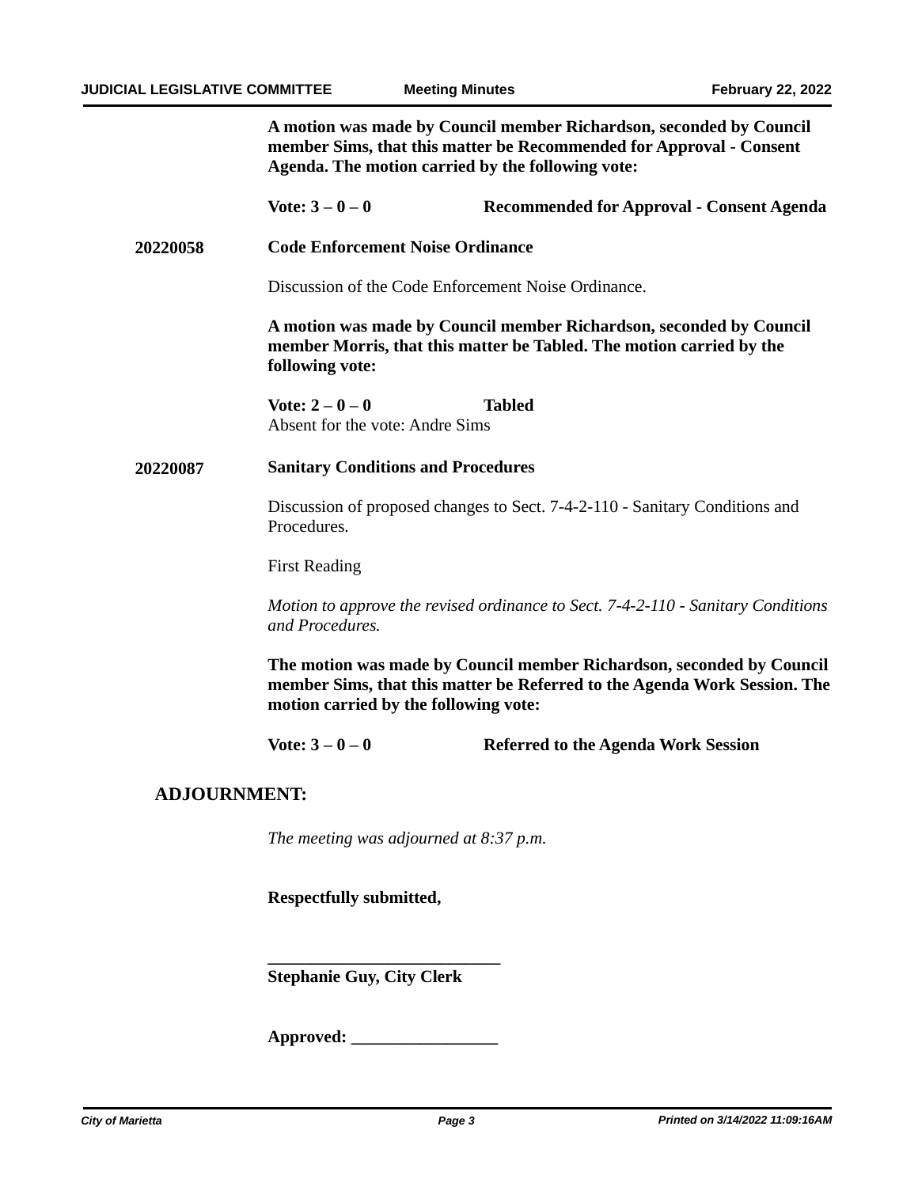**A motion was made by Council member Richardson, seconded by Council member Sims, that this matter be Recommended for Approval - Consent Agenda. The motion carried by the following vote:**

**Vote: 3 – 0 – 0** **Recommended for Approval - Consent Agenda**

**20220058** **Code Enforcement Noise Ordinance**

Discussion of the Code Enforcement Noise Ordinance.

**A motion was made by Council member Richardson, seconded by Council member Morris, that this matter be Tabled. The motion carried by the following vote:**

**Vote: 2 – 0 – 0** **Tabled**
Absent for the vote: Andre Sims

**20220087** **Sanitary Conditions and Procedures**

Discussion of proposed changes to Sect. 7-4-2-110 - Sanitary Conditions and Procedures.

First Reading

*Motion to approve the revised ordinance to Sect. 7-4-2-110 - Sanitary Conditions and Procedures.*

**The motion was made by Council member Richardson, seconded by Council member Sims, that this matter be Referred to the Agenda Work Session. The motion carried by the following vote:**

**Vote: 3 – 0 – 0** **Referred to the Agenda Work Session**

## ADJOURNMENT:

*The meeting was adjourned at 8:37 p.m.*

**Respectfully submitted,**

**___________________________**
**Stephanie Guy, City Clerk**

**Approved: _________________**